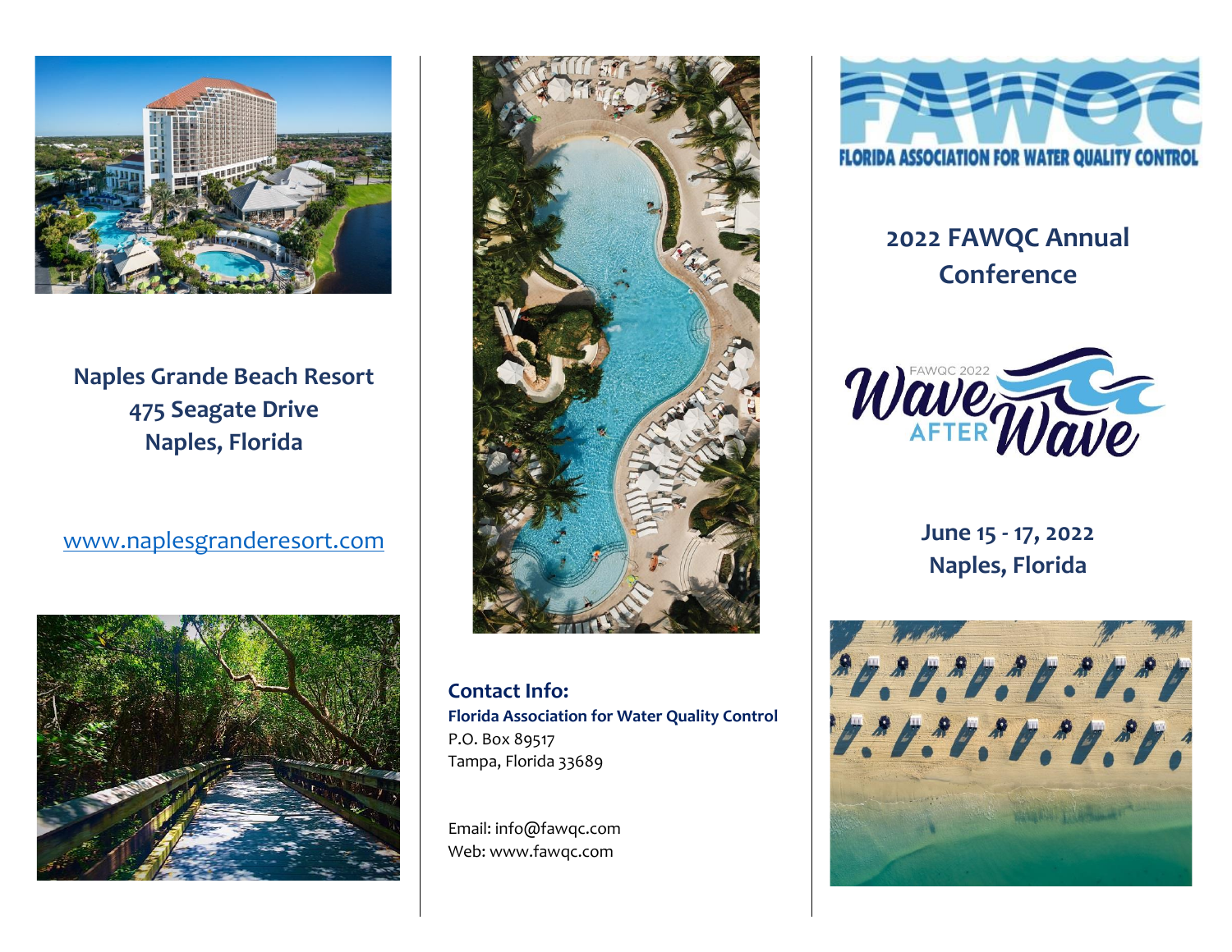**Naples Grande Beach Resort**
**475 Seagate Drive**
**Naples, Florida**

www.naplesgranderesort.com

## Contact Info:

**Florida Association for Water Quality Control**
P.O. Box 89517
Tampa, Florida 33689

Email: info@fawqc.com
Web: www.fawqc.com

FAWQC
FLORIDA ASSOCIATION FOR WATER QUALITY CONTROL

# 2022 FAWQC Annual Conference

FAWQC 2022 Wave AFTER Wave

**June 15 - 17, 2022**
**Naples, Florida**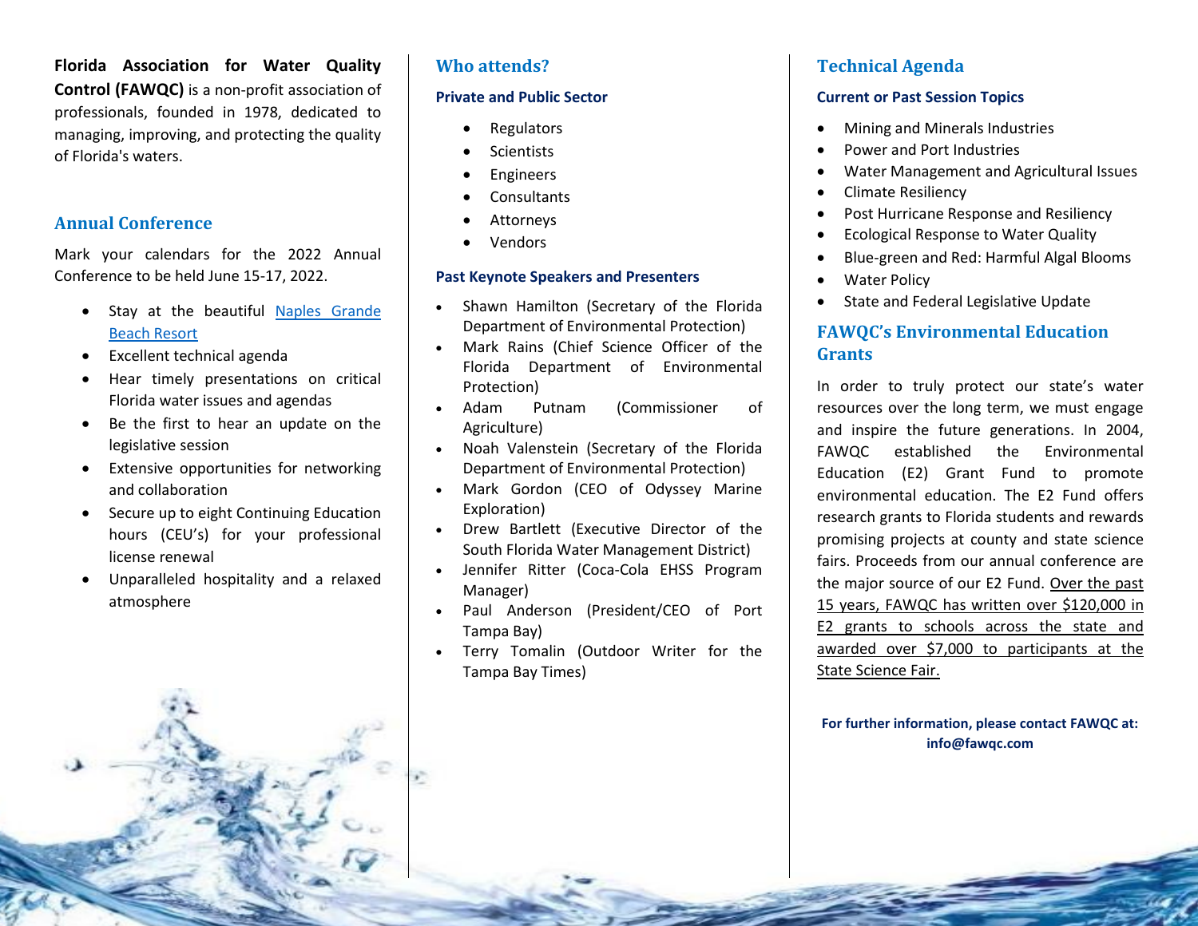**Florida Association for Water Quality Control (FAWQC)** is a non-profit association of professionals, founded in 1978, dedicated to managing, improving, and protecting the quality of Florida's waters.

## Annual Conference

Mark your calendars for the 2022 Annual Conference to be held June 15-17, 2022.

- Stay at the beautiful Naples Grande Beach Resort
- Excellent technical agenda
- Hear timely presentations on critical Florida water issues and agendas
- Be the first to hear an update on the legislative session
- Extensive opportunities for networking and collaboration
- Secure up to eight Continuing Education hours (CEU's) for your professional license renewal
- Unparalleled hospitality and a relaxed atmosphere

## Who attends?

### Private and Public Sector

- Regulators
- Scientists
- Engineers
- Consultants
- Attorneys
- Vendors

### Past Keynote Speakers and Presenters

- Shawn Hamilton (Secretary of the Florida Department of Environmental Protection)
- Mark Rains (Chief Science Officer of the Florida Department of Environmental Protection)
- Adam Putnam (Commissioner of Agriculture)
- Noah Valenstein (Secretary of the Florida Department of Environmental Protection)
- Mark Gordon (CEO of Odyssey Marine Exploration)
- Drew Bartlett (Executive Director of the South Florida Water Management District)
- Jennifer Ritter (Coca-Cola EHSS Program Manager)
- Paul Anderson (President/CEO of Port Tampa Bay)
- Terry Tomalin (Outdoor Writer for the Tampa Bay Times)

## Technical Agenda

### Current or Past Session Topics

- Mining and Minerals Industries
- Power and Port Industries
- Water Management and Agricultural Issues
- Climate Resiliency
- Post Hurricane Response and Resiliency
- Ecological Response to Water Quality
- Blue-green and Red: Harmful Algal Blooms
- Water Policy
- State and Federal Legislative Update

## FAWQC's Environmental Education Grants

In order to truly protect our state's water resources over the long term, we must engage and inspire the future generations. In 2004, FAWQC established the Environmental Education (E2) Grant Fund to promote environmental education. The E2 Fund offers research grants to Florida students and rewards promising projects at county and state science fairs. Proceeds from our annual conference are the major source of our E2 Fund. Over the past 15 years, FAWQC has written over $120,000 in E2 grants to schools across the state and awarded over $7,000 to participants at the State Science Fair.

**For further information, please contact FAWQC at: info@fawqc.com**